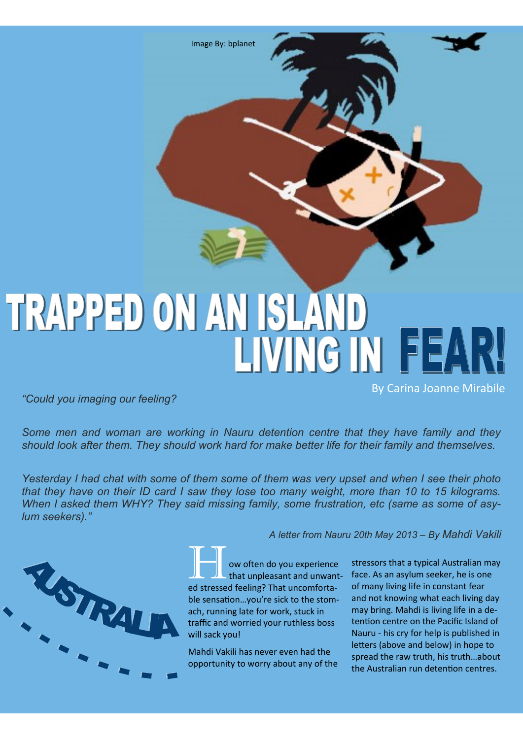Image By: bplanet

# TRAPPED ON AN ISLAND LIVING IN FEAR!

By Carina Joanne Mirabile

*"Could you imaging our feeling?*

*Some men and woman are working in Nauru detention centre that they have family and they should look after them. They should work hard for make better life for their family and themselves.*

*Yesterday I had chat with some of them some of them was very upset and when I see their photo that they have on their ID card I saw they lose too many weight, more than 10 to 15 kilograms. When I asked them WHY? They said missing family, some frustration, etc (same as some of asylum seekers)."*

*A letter from Nauru 20th May 2013 – By Mahdi Vakili*

AUSTRALIA

How often do you experience that unpleasant and unwanted stressed feeling? That uncomfortable sensation…you're sick to the stomach, running late for work, stuck in traffic and worried your ruthless boss will sack you!

Mahdi Vakili has never even had the opportunity to worry about any of the stressors that a typical Australian may face. As an asylum seeker, he is one of many living life in constant fear and not knowing what each living day may bring. Mahdi is living life in a detention centre on the Pacific Island of Nauru - his cry for help is published in letters (above and below) in hope to spread the raw truth, his truth…about the Australian run detention centres.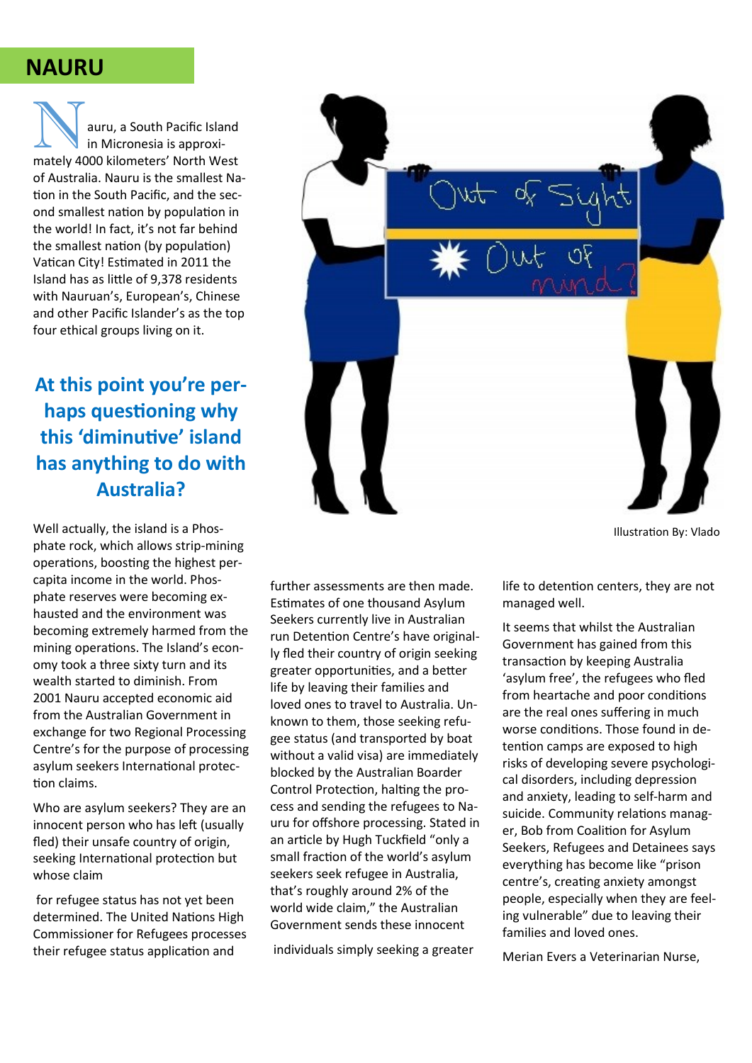## NAURU

Nauru, a South Pacific Island in Micronesia is approximately 4000 kilometers' North West of Australia. Nauru is the smallest Nation in the South Pacific, and the second smallest nation by population in the world! In fact, it's not far behind the smallest nation (by population) Vatican City! Estimated in 2011 the Island has as little of 9,378 residents with Nauruan's, European's, Chinese and other Pacific Islander's as the top four ethical groups living on it.

### At this point you're perhaps questioning why this 'diminutive' island has anything to do with Australia?

Well actually, the island is a Phosphate rock, which allows strip-mining operations, boosting the highest per-capita income in the world. Phosphate reserves were becoming exhausted and the environment was becoming extremely harmed from the mining operations. The Island's economy took a three sixty turn and its wealth started to diminish. From 2001 Nauru accepted economic aid from the Australian Government in exchange for two Regional Processing Centre's for the purpose of processing asylum seekers International protection claims.

Who are asylum seekers? They are an innocent person who has left (usually fled) their unsafe country of origin, seeking International protection but whose claim

for refugee status has not yet been determined. The United Nations High Commissioner for Refugees processes their refugee status application and

Illustration By: Vlado

further assessments are then made. Estimates of one thousand Asylum Seekers currently live in Australian run Detention Centre's have originally fled their country of origin seeking greater opportunities, and a better life by leaving their families and loved ones to travel to Australia. Unknown to them, those seeking refugee status (and transported by boat without a valid visa) are immediately blocked by the Australian Boarder Control Protection, halting the process and sending the refugees to Nauru for offshore processing. Stated in an article by Hugh Tuckfield "only a small fraction of the world's asylum seekers seek refugee in Australia, that's roughly around 2% of the world wide claim," the Australian Government sends these innocent

individuals simply seeking a greater life to detention centers, they are not managed well.

It seems that whilst the Australian Government has gained from this transaction by keeping Australia 'asylum free', the refugees who fled from heartache and poor conditions are the real ones suffering in much worse conditions. Those found in detention camps are exposed to high risks of developing severe psychological disorders, including depression and anxiety, leading to self-harm and suicide. Community relations manager, Bob from Coalition for Asylum Seekers, Refugees and Detainees says everything has become like "prison centre's, creating anxiety amongst people, especially when they are feeling vulnerable" due to leaving their families and loved ones.

Merian Evers a Veterinarian Nurse,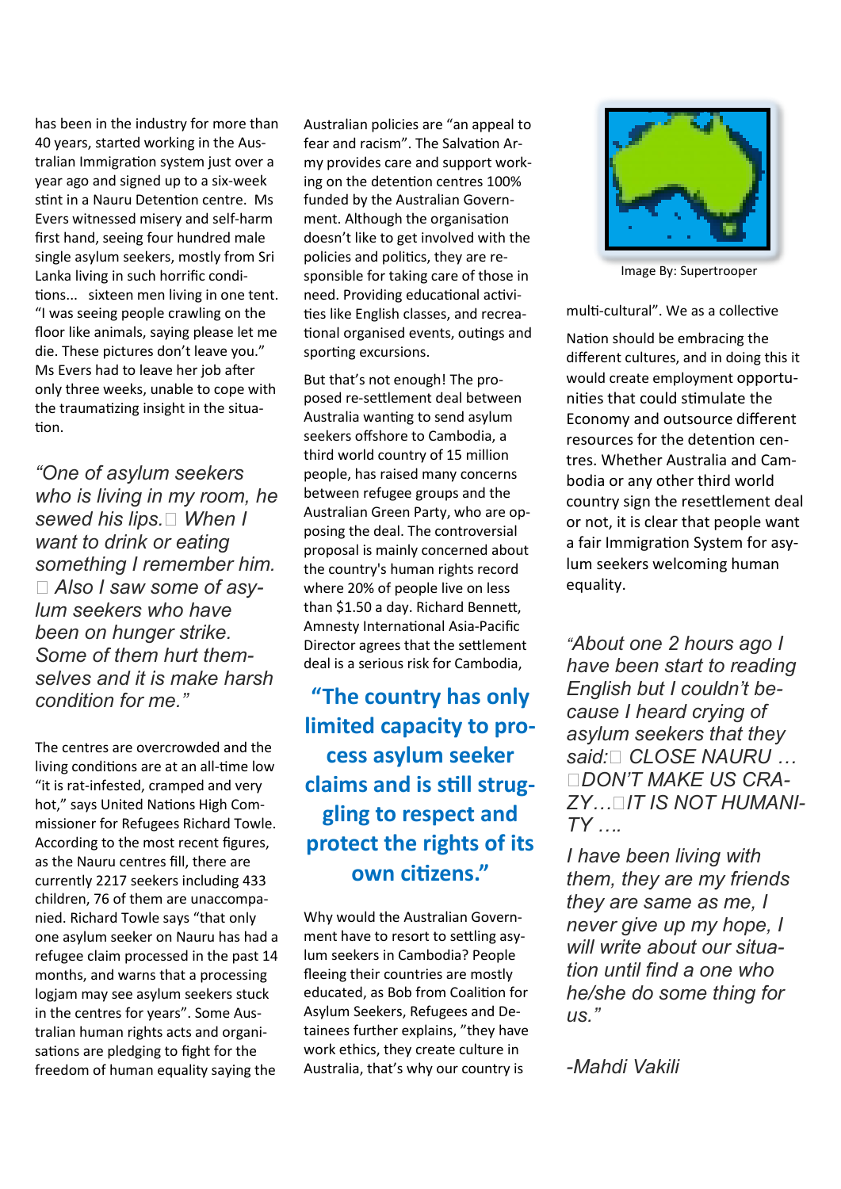has been in the industry for more than 40 years, started working in the Australian Immigration system just over a year ago and signed up to a six-week stint in a Nauru Detention centre. Ms Evers witnessed misery and self-harm first hand, seeing four hundred male single asylum seekers, mostly from Sri Lanka living in such horrific conditions... sixteen men living in one tent. "I was seeing people crawling on the floor like animals, saying please let me die. These pictures don't leave you." Ms Evers had to leave her job after only three weeks, unable to cope with the traumatizing insight in the situation.

*"One of asylum seekers who is living in my room, he sewed his lips. When I want to drink or eating something I remember him. Also I saw some of asylum seekers who have been on hunger strike. Some of them hurt themselves and it is make harsh condition for me."*

The centres are overcrowded and the living conditions are at an all-time low "it is rat-infested, cramped and very hot," says United Nations High Commissioner for Refugees Richard Towle. According to the most recent figures, as the Nauru centres fill, there are currently 2217 seekers including 433 children, 76 of them are unaccompanied. Richard Towle says "that only one asylum seeker on Nauru has had a refugee claim processed in the past 14 months, and warns that a processing logjam may see asylum seekers stuck in the centres for years". Some Australian human rights acts and organisations are pledging to fight for the freedom of human equality saying the Australian policies are "an appeal to fear and racism". The Salvation Army provides care and support working on the detention centres 100% funded by the Australian Government. Although the organisation doesn't like to get involved with the policies and politics, they are responsible for taking care of those in need. Providing educational activities like English classes, and recreational organised events, outings and sporting excursions.

But that's not enough! The proposed re-settlement deal between Australia wanting to send asylum seekers offshore to Cambodia, a third world country of 15 million people, has raised many concerns between refugee groups and the Australian Green Party, who are opposing the deal. The controversial proposal is mainly concerned about the country's human rights record where 20% of people live on less than $1.50 a day. Richard Bennett, Amnesty International Asia-Pacific Director agrees that the settlement deal is a serious risk for Cambodia,

**"The country has only limited capacity to process asylum seeker claims and is still struggling to respect and protect the rights of its own citizens."**

Why would the Australian Government have to resort to settling asylum seekers in Cambodia? People fleeing their countries are mostly educated, as Bob from Coalition for Asylum Seekers, Refugees and Detainees further explains, "they have work ethics, they create culture in Australia, that's why our country is multi-cultural". We as a collective

Image By: Supertrooper

Nation should be embracing the different cultures, and in doing this it would create employment opportunities that could stimulate the Economy and outsource different resources for the detention centres. Whether Australia and Cambodia or any other third world country sign the resettlement deal or not, it is clear that people want a fair Immigration System for asylum seekers welcoming human equality.

*"About one 2 hours ago I have been start to reading English but I couldn't because I heard crying of asylum seekers that they said: CLOSE NAURU … DON'T MAKE US CRAZY… IT IS NOT HUMANITY ….*

*I have been living with them, they are my friends they are same as me, I never give up my hope, I will write about our situation until find a one who he/she do some thing for us."*

*-Mahdi Vakili*